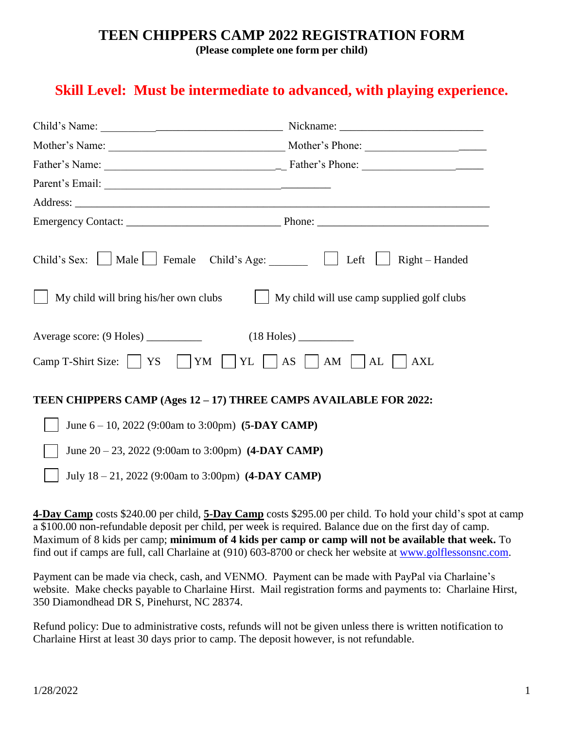# TEEN CHIPPERS CAMP 2022 REGISTRATION FORM

**(Please complete one form per child)**

## Skill Level: Must be intermediate to advanced, with playing experience.

Child's Name: ________________________________ Nickname: __________________________

Mother's Name: ________________________________ Mother's Phone: ______________________

Father's Name: ________________________________ Father's Phone: ______________________

Parent's Email: ________________________________________

Address: ___________________________________________________________________________

Emergency Contact: ____________________________ Phone: _______________________________

Child's Sex: ☐ Male ☐ Female Child's Age: _______ ☐ Left ☐ Right – Handed

☐ My child will bring his/her own clubs ☐ My child will use camp supplied golf clubs

Average score: (9 Holes) __________ (18 Holes) __________

Camp T-Shirt Size: ☐ YS ☐ YM ☐ YL ☐ AS ☐ AM ☐ AL ☐ AXL

**TEEN CHIPPERS CAMP (Ages 12 – 17) THREE CAMPS AVAILABLE FOR 2022:**

☐ June 6 – 10, 2022 (9:00am to 3:00pm) **(5-DAY CAMP)**

☐ June 20 – 23, 2022 (9:00am to 3:00pm) **(4-DAY CAMP)**

☐ July 18 – 21, 2022 (9:00am to 3:00pm) **(4-DAY CAMP)**

**4-Day Camp** costs $240.00 per child, **5-Day Camp** costs $295.00 per child. To hold your child's spot at camp a $100.00 non-refundable deposit per child, per week is required. Balance due on the first day of camp. Maximum of 8 kids per camp; **minimum of 4 kids per camp or camp will not be available that week.** To find out if camps are full, call Charlaine at (910) 603-8700 or check her website at www.golflessonsnc.com.

Payment can be made via check, cash, and VENMO. Payment can be made with PayPal via Charlaine's website. Make checks payable to Charlaine Hirst. Mail registration forms and payments to: Charlaine Hirst, 350 Diamondhead DR S, Pinehurst, NC 28374.

Refund policy: Due to administrative costs, refunds will not be given unless there is written notification to Charlaine Hirst at least 30 days prior to camp. The deposit however, is not refundable.

1/28/2022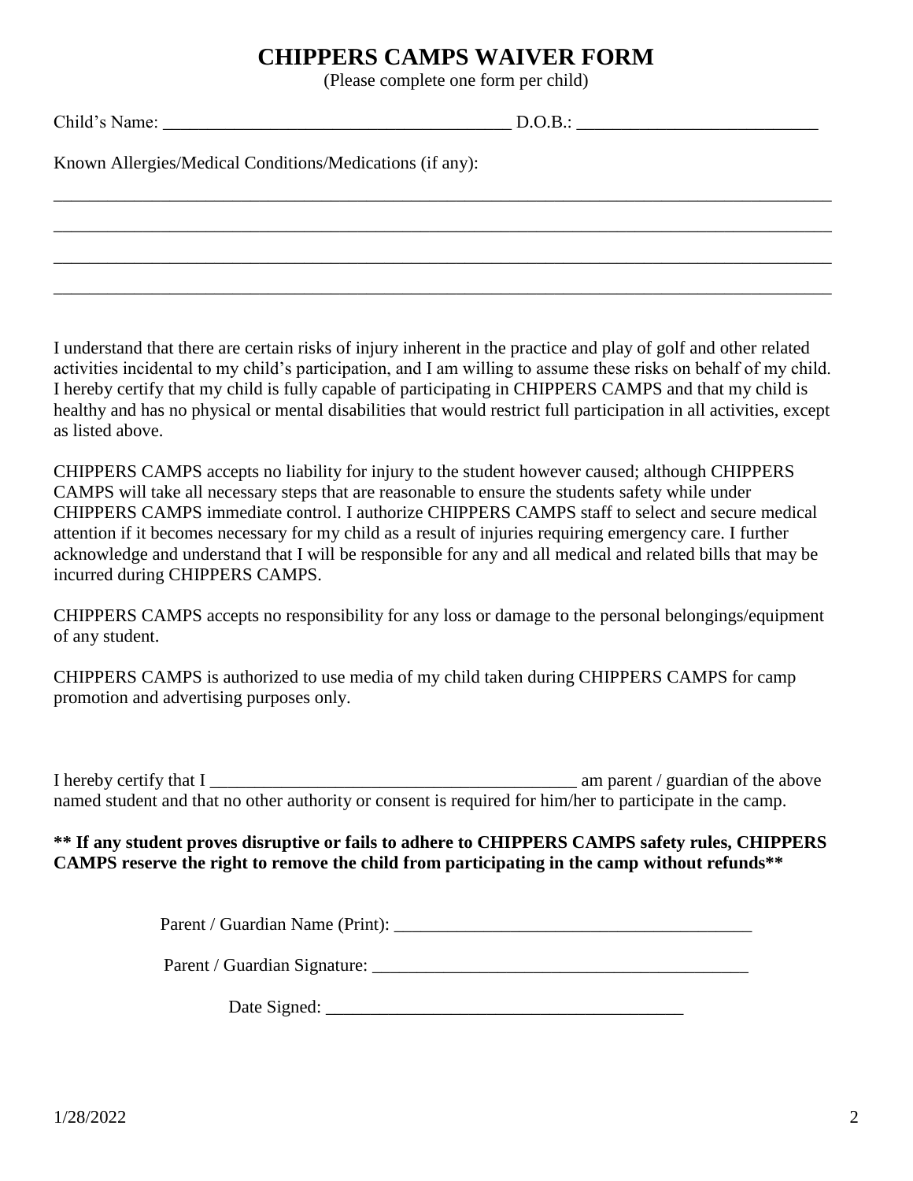# CHIPPERS CAMPS WAIVER FORM

(Please complete one form per child)

Child's Name: ______________________________________ D.O.B.: __________________________

Known Allergies/Medical Conditions/Medications (if any):

___________________________________________________________________________________

___________________________________________________________________________________

___________________________________________________________________________________

___________________________________________________________________________________

I understand that there are certain risks of injury inherent in the practice and play of golf and other related activities incidental to my child's participation, and I am willing to assume these risks on behalf of my child. I hereby certify that my child is fully capable of participating in CHIPPERS CAMPS and that my child is healthy and has no physical or mental disabilities that would restrict full participation in all activities, except as listed above.

CHIPPERS CAMPS accepts no liability for injury to the student however caused; although CHIPPERS CAMPS will take all necessary steps that are reasonable to ensure the students safety while under CHIPPERS CAMPS immediate control. I authorize CHIPPERS CAMPS staff to select and secure medical attention if it becomes necessary for my child as a result of injuries requiring emergency care. I further acknowledge and understand that I will be responsible for any and all medical and related bills that may be incurred during CHIPPERS CAMPS.

CHIPPERS CAMPS accepts no responsibility for any loss or damage to the personal belongings/equipment of any student.

CHIPPERS CAMPS is authorized to use media of my child taken during CHIPPERS CAMPS for camp promotion and advertising purposes only.

I hereby certify that I __________________________________________ am parent / guardian of the above named student and that no other authority or consent is required for him/her to participate in the camp.

**** If any student proves disruptive or fails to adhere to CHIPPERS CAMPS safety rules, CHIPPERS CAMPS reserve the right to remove the child from participating in the camp without refunds****

Parent / Guardian Name (Print): ________________________________________

Parent / Guardian Signature: ___________________________________________

Date Signed: ________________________________________

1/28/2022